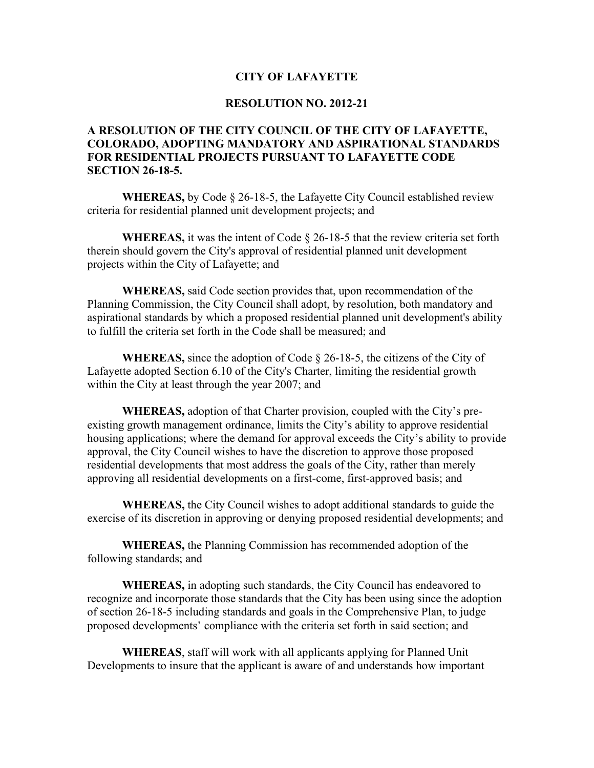**CITY OF LAFAYETTE**

**RESOLUTION NO. 2012-21**

**A RESOLUTION OF THE CITY COUNCIL OF THE CITY OF LAFAYETTE, COLORADO, ADOPTING MANDATORY AND ASPIRATIONAL STANDARDS FOR RESIDENTIAL PROJECTS PURSUANT TO LAFAYETTE CODE SECTION 26-18-5.**

**WHEREAS,** by Code § 26-18-5, the Lafayette City Council established review criteria for residential planned unit development projects; and

**WHEREAS,** it was the intent of Code § 26-18-5 that the review criteria set forth therein should govern the City's approval of residential planned unit development projects within the City of Lafayette; and

**WHEREAS,** said Code section provides that, upon recommendation of the Planning Commission, the City Council shall adopt, by resolution, both mandatory and aspirational standards by which a proposed residential planned unit development's ability to fulfill the criteria set forth in the Code shall be measured; and

**WHEREAS,** since the adoption of Code § 26-18-5, the citizens of the City of Lafayette adopted Section 6.10 of the City's Charter, limiting the residential growth within the City at least through the year 2007; and

**WHEREAS,** adoption of that Charter provision, coupled with the City's pre-existing growth management ordinance, limits the City's ability to approve residential housing applications; where the demand for approval exceeds the City's ability to provide approval, the City Council wishes to have the discretion to approve those proposed residential developments that most address the goals of the City, rather than merely approving all residential developments on a first-come, first-approved basis; and

**WHEREAS,** the City Council wishes to adopt additional standards to guide the exercise of its discretion in approving or denying proposed residential developments; and

**WHEREAS,** the Planning Commission has recommended adoption of the following standards; and

**WHEREAS,** in adopting such standards, the City Council has endeavored to recognize and incorporate those standards that the City has been using since the adoption of section 26-18-5 including standards and goals in the Comprehensive Plan, to judge proposed developments' compliance with the criteria set forth in said section; and

**WHEREAS**, staff will work with all applicants applying for Planned Unit Developments to insure that the applicant is aware of and understands how important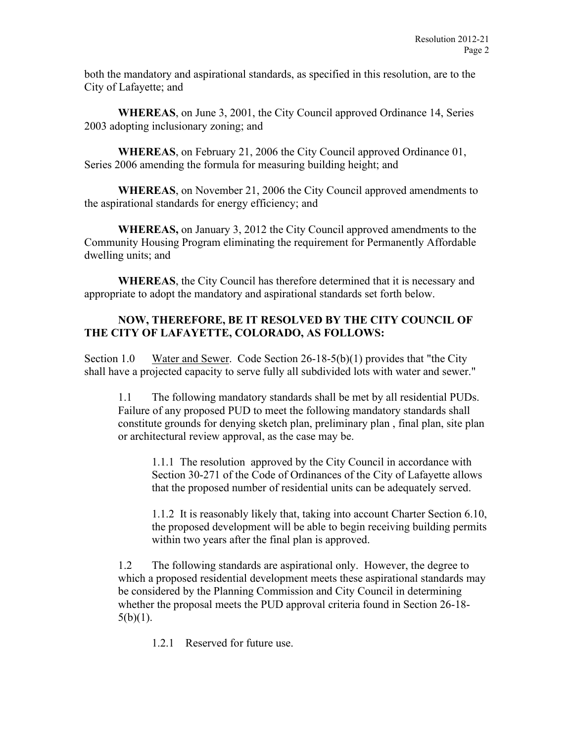both the mandatory and aspirational standards, as specified in this resolution, are to the City of Lafayette; and

**WHEREAS**, on June 3, 2001, the City Council approved Ordinance 14, Series 2003 adopting inclusionary zoning; and

**WHEREAS**, on February 21, 2006 the City Council approved Ordinance 01, Series 2006 amending the formula for measuring building height; and

**WHEREAS**, on November 21, 2006 the City Council approved amendments to the aspirational standards for energy efficiency; and

**WHEREAS,** on January 3, 2012 the City Council approved amendments to the Community Housing Program eliminating the requirement for Permanently Affordable dwelling units; and

**WHEREAS**, the City Council has therefore determined that it is necessary and appropriate to adopt the mandatory and aspirational standards set forth below.

**NOW, THEREFORE, BE IT RESOLVED BY THE CITY COUNCIL OF THE CITY OF LAFAYETTE, COLORADO, AS FOLLOWS:**

Section 1.0 Water and Sewer. Code Section 26-18-5(b)(1) provides that "the City shall have a projected capacity to serve fully all subdivided lots with water and sewer."

1.1 The following mandatory standards shall be met by all residential PUDs. Failure of any proposed PUD to meet the following mandatory standards shall constitute grounds for denying sketch plan, preliminary plan , final plan, site plan or architectural review approval, as the case may be.

1.1.1 The resolution approved by the City Council in accordance with Section 30-271 of the Code of Ordinances of the City of Lafayette allows that the proposed number of residential units can be adequately served.

1.1.2 It is reasonably likely that, taking into account Charter Section 6.10, the proposed development will be able to begin receiving building permits within two years after the final plan is approved.

1.2 The following standards are aspirational only. However, the degree to which a proposed residential development meets these aspirational standards may be considered by the Planning Commission and City Council in determining whether the proposal meets the PUD approval criteria found in Section 26-18-5(b)(1).

1.2.1 Reserved for future use.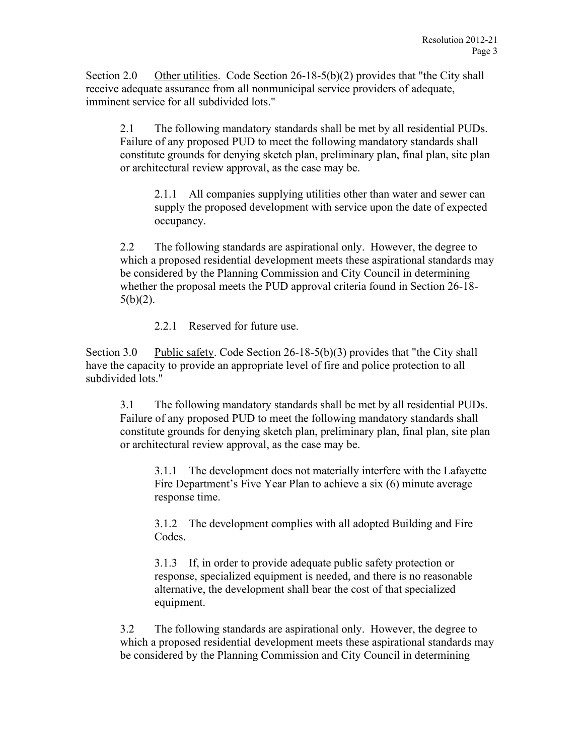Section 2.0 Other utilities. Code Section 26-18-5(b)(2) provides that "the City shall receive adequate assurance from all nonmunicipal service providers of adequate, imminent service for all subdivided lots."

2.1 The following mandatory standards shall be met by all residential PUDs. Failure of any proposed PUD to meet the following mandatory standards shall constitute grounds for denying sketch plan, preliminary plan, final plan, site plan or architectural review approval, as the case may be.

2.1.1 All companies supplying utilities other than water and sewer can supply the proposed development with service upon the date of expected occupancy.

2.2 The following standards are aspirational only. However, the degree to which a proposed residential development meets these aspirational standards may be considered by the Planning Commission and City Council in determining whether the proposal meets the PUD approval criteria found in Section 26-18-5(b)(2).

2.2.1 Reserved for future use.

Section 3.0 Public safety. Code Section 26-18-5(b)(3) provides that "the City shall have the capacity to provide an appropriate level of fire and police protection to all subdivided lots."

3.1 The following mandatory standards shall be met by all residential PUDs. Failure of any proposed PUD to meet the following mandatory standards shall constitute grounds for denying sketch plan, preliminary plan, final plan, site plan or architectural review approval, as the case may be.

3.1.1 The development does not materially interfere with the Lafayette Fire Department's Five Year Plan to achieve a six (6) minute average response time.

3.1.2 The development complies with all adopted Building and Fire Codes.

3.1.3 If, in order to provide adequate public safety protection or response, specialized equipment is needed, and there is no reasonable alternative, the development shall bear the cost of that specialized equipment.

3.2 The following standards are aspirational only. However, the degree to which a proposed residential development meets these aspirational standards may be considered by the Planning Commission and City Council in determining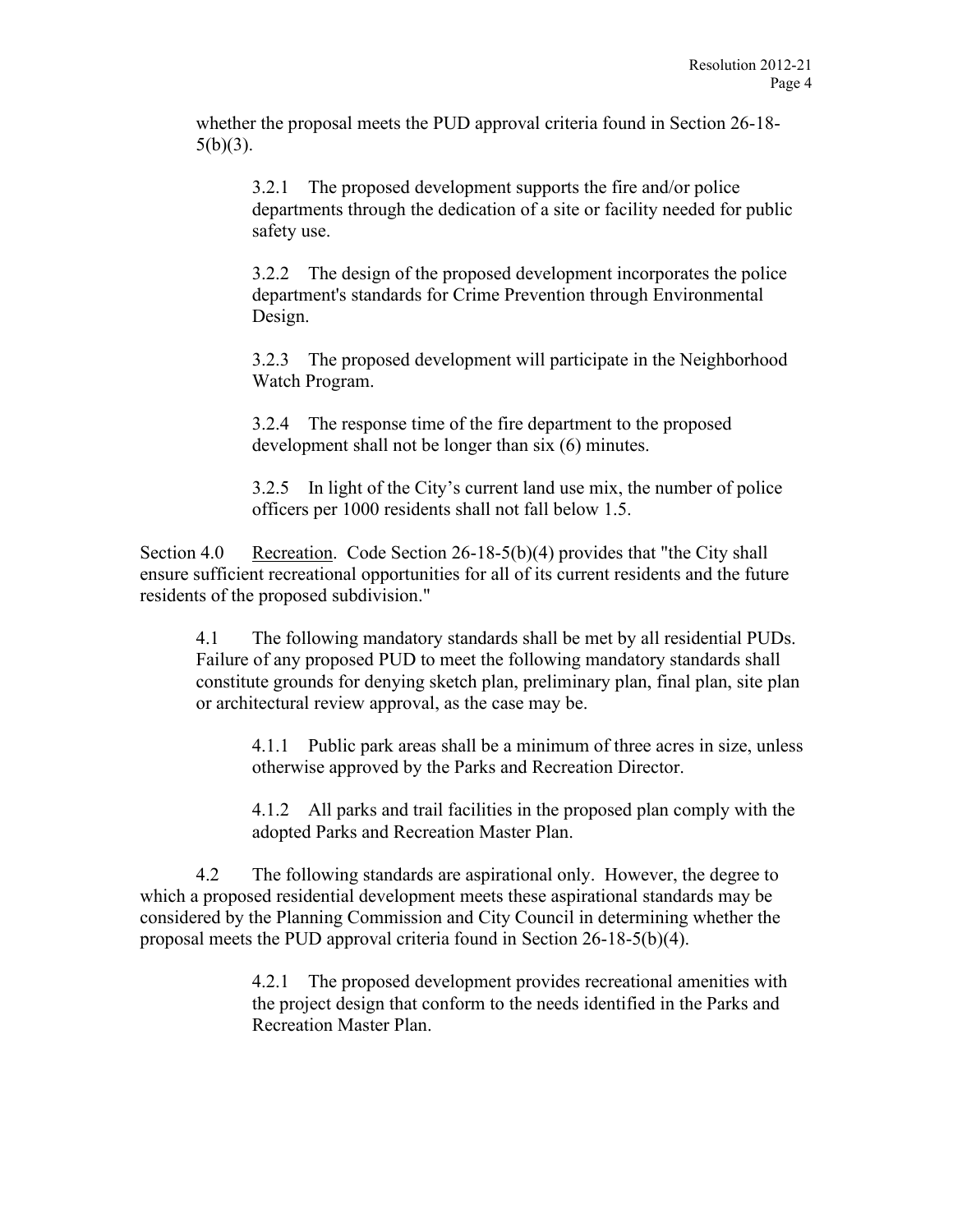whether the proposal meets the PUD approval criteria found in Section 26-18-5(b)(3).

3.2.1 The proposed development supports the fire and/or police departments through the dedication of a site or facility needed for public safety use.

3.2.2 The design of the proposed development incorporates the police department's standards for Crime Prevention through Environmental Design.

3.2.3 The proposed development will participate in the Neighborhood Watch Program.

3.2.4 The response time of the fire department to the proposed development shall not be longer than six (6) minutes.

3.2.5 In light of the City's current land use mix, the number of police officers per 1000 residents shall not fall below 1.5.

Section 4.0 Recreation. Code Section 26-18-5(b)(4) provides that "the City shall ensure sufficient recreational opportunities for all of its current residents and the future residents of the proposed subdivision."

4.1 The following mandatory standards shall be met by all residential PUDs. Failure of any proposed PUD to meet the following mandatory standards shall constitute grounds for denying sketch plan, preliminary plan, final plan, site plan or architectural review approval, as the case may be.

4.1.1 Public park areas shall be a minimum of three acres in size, unless otherwise approved by the Parks and Recreation Director.

4.1.2 All parks and trail facilities in the proposed plan comply with the adopted Parks and Recreation Master Plan.

4.2 The following standards are aspirational only. However, the degree to which a proposed residential development meets these aspirational standards may be considered by the Planning Commission and City Council in determining whether the proposal meets the PUD approval criteria found in Section 26-18-5(b)(4).

4.2.1 The proposed development provides recreational amenities with the project design that conform to the needs identified in the Parks and Recreation Master Plan.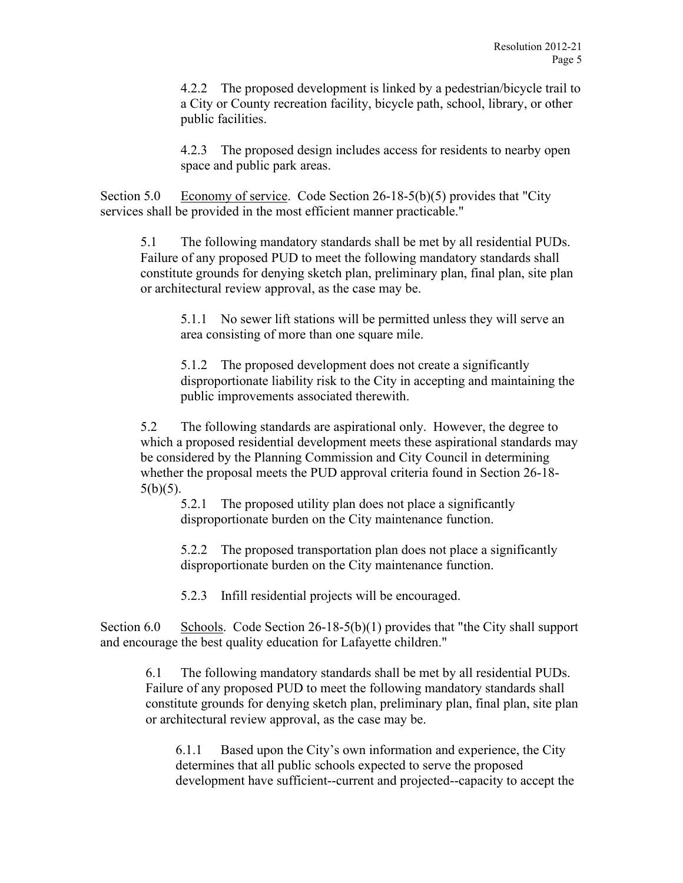4.2.2 The proposed development is linked by a pedestrian/bicycle trail to a City or County recreation facility, bicycle path, school, library, or other public facilities.

4.2.3 The proposed design includes access for residents to nearby open space and public park areas.

Section 5.0 Economy of service. Code Section 26-18-5(b)(5) provides that "City services shall be provided in the most efficient manner practicable."

5.1 The following mandatory standards shall be met by all residential PUDs. Failure of any proposed PUD to meet the following mandatory standards shall constitute grounds for denying sketch plan, preliminary plan, final plan, site plan or architectural review approval, as the case may be.

5.1.1 No sewer lift stations will be permitted unless they will serve an area consisting of more than one square mile.

5.1.2 The proposed development does not create a significantly disproportionate liability risk to the City in accepting and maintaining the public improvements associated therewith.

5.2 The following standards are aspirational only. However, the degree to which a proposed residential development meets these aspirational standards may be considered by the Planning Commission and City Council in determining whether the proposal meets the PUD approval criteria found in Section 26-18-5(b)(5).

5.2.1 The proposed utility plan does not place a significantly disproportionate burden on the City maintenance function.

5.2.2 The proposed transportation plan does not place a significantly disproportionate burden on the City maintenance function.

5.2.3 Infill residential projects will be encouraged.

Section 6.0 Schools. Code Section 26-18-5(b)(1) provides that "the City shall support and encourage the best quality education for Lafayette children."

6.1 The following mandatory standards shall be met by all residential PUDs. Failure of any proposed PUD to meet the following mandatory standards shall constitute grounds for denying sketch plan, preliminary plan, final plan, site plan or architectural review approval, as the case may be.

6.1.1 Based upon the City's own information and experience, the City determines that all public schools expected to serve the proposed development have sufficient--current and projected--capacity to accept the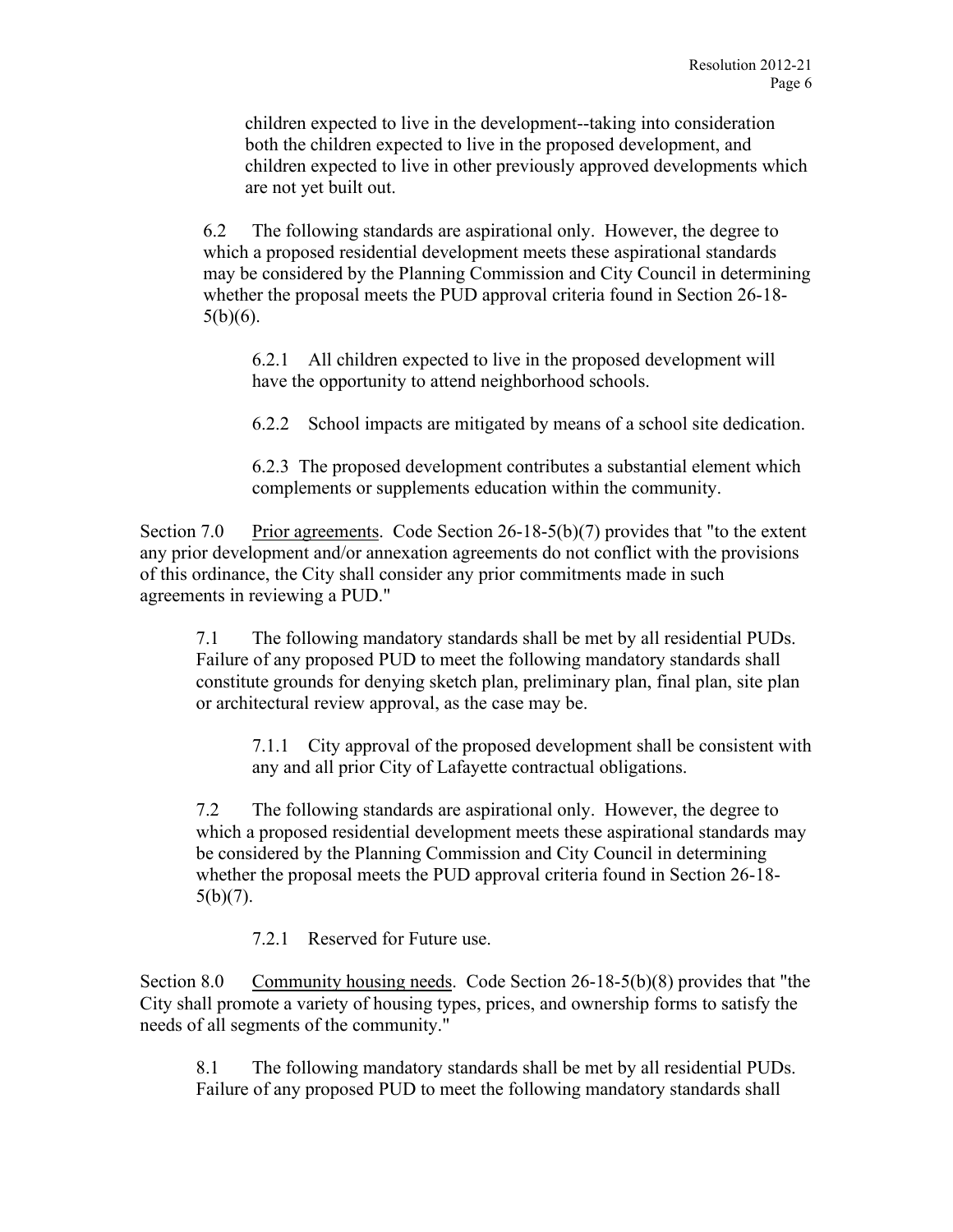children expected to live in the development--taking into consideration both the children expected to live in the proposed development, and children expected to live in other previously approved developments which are not yet built out.

6.2 The following standards are aspirational only. However, the degree to which a proposed residential development meets these aspirational standards may be considered by the Planning Commission and City Council in determining whether the proposal meets the PUD approval criteria found in Section 26-18-5(b)(6).

6.2.1 All children expected to live in the proposed development will have the opportunity to attend neighborhood schools.

6.2.2 School impacts are mitigated by means of a school site dedication.

6.2.3 The proposed development contributes a substantial element which complements or supplements education within the community.

Section 7.0 Prior agreements. Code Section 26-18-5(b)(7) provides that "to the extent any prior development and/or annexation agreements do not conflict with the provisions of this ordinance, the City shall consider any prior commitments made in such agreements in reviewing a PUD."

7.1 The following mandatory standards shall be met by all residential PUDs. Failure of any proposed PUD to meet the following mandatory standards shall constitute grounds for denying sketch plan, preliminary plan, final plan, site plan or architectural review approval, as the case may be.

7.1.1 City approval of the proposed development shall be consistent with any and all prior City of Lafayette contractual obligations.

7.2 The following standards are aspirational only. However, the degree to which a proposed residential development meets these aspirational standards may be considered by the Planning Commission and City Council in determining whether the proposal meets the PUD approval criteria found in Section 26-18-5(b)(7).

7.2.1 Reserved for Future use.

Section 8.0 Community housing needs. Code Section 26-18-5(b)(8) provides that "the City shall promote a variety of housing types, prices, and ownership forms to satisfy the needs of all segments of the community."

8.1 The following mandatory standards shall be met by all residential PUDs. Failure of any proposed PUD to meet the following mandatory standards shall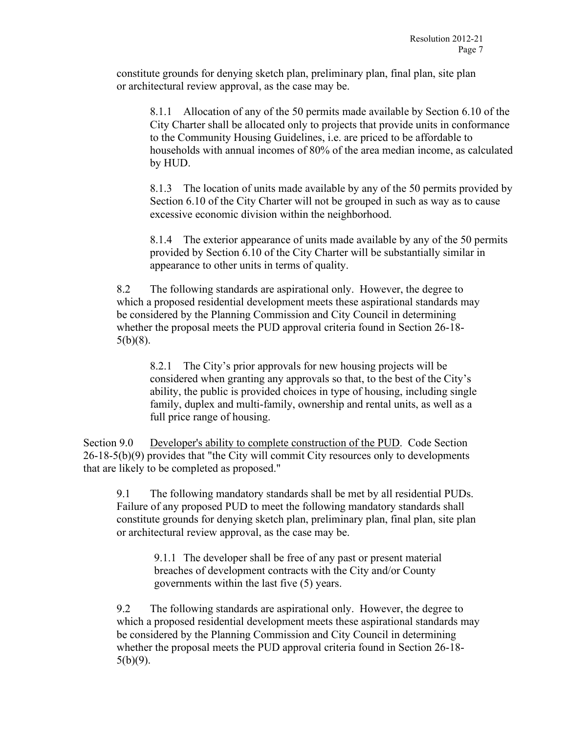constitute grounds for denying sketch plan, preliminary plan, final plan, site plan or architectural review approval, as the case may be.

8.1.1 Allocation of any of the 50 permits made available by Section 6.10 of the City Charter shall be allocated only to projects that provide units in conformance to the Community Housing Guidelines, i.e. are priced to be affordable to households with annual incomes of 80% of the area median income, as calculated by HUD.

8.1.3 The location of units made available by any of the 50 permits provided by Section 6.10 of the City Charter will not be grouped in such as way as to cause excessive economic division within the neighborhood.

8.1.4 The exterior appearance of units made available by any of the 50 permits provided by Section 6.10 of the City Charter will be substantially similar in appearance to other units in terms of quality.

8.2 The following standards are aspirational only. However, the degree to which a proposed residential development meets these aspirational standards may be considered by the Planning Commission and City Council in determining whether the proposal meets the PUD approval criteria found in Section 26-18-5(b)(8).

8.2.1 The City's prior approvals for new housing projects will be considered when granting any approvals so that, to the best of the City's ability, the public is provided choices in type of housing, including single family, duplex and multi-family, ownership and rental units, as well as a full price range of housing.

Section 9.0 Developer's ability to complete construction of the PUD. Code Section 26-18-5(b)(9) provides that "the City will commit City resources only to developments that are likely to be completed as proposed."

9.1 The following mandatory standards shall be met by all residential PUDs. Failure of any proposed PUD to meet the following mandatory standards shall constitute grounds for denying sketch plan, preliminary plan, final plan, site plan or architectural review approval, as the case may be.

9.1.1 The developer shall be free of any past or present material breaches of development contracts with the City and/or County governments within the last five (5) years.

9.2 The following standards are aspirational only. However, the degree to which a proposed residential development meets these aspirational standards may be considered by the Planning Commission and City Council in determining whether the proposal meets the PUD approval criteria found in Section 26-18-5(b)(9).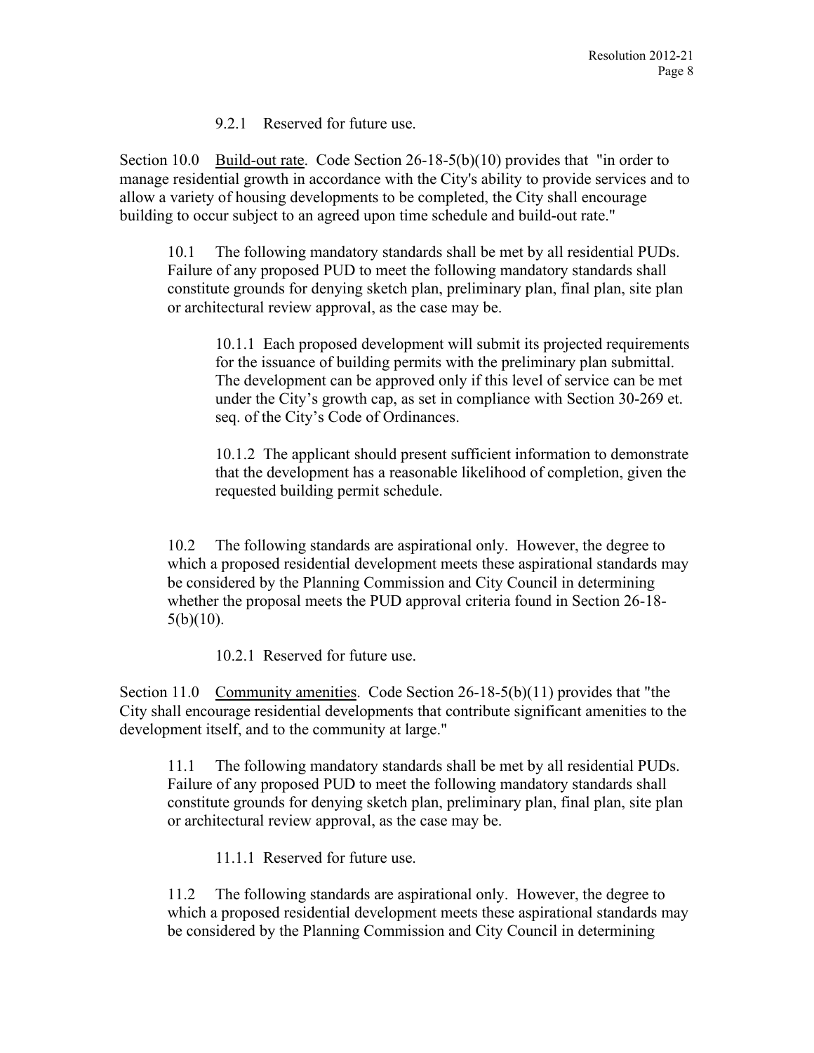9.2.1 Reserved for future use.

Section 10.0 Build-out rate. Code Section 26-18-5(b)(10) provides that "in order to manage residential growth in accordance with the City's ability to provide services and to allow a variety of housing developments to be completed, the City shall encourage building to occur subject to an agreed upon time schedule and build-out rate."

10.1 The following mandatory standards shall be met by all residential PUDs. Failure of any proposed PUD to meet the following mandatory standards shall constitute grounds for denying sketch plan, preliminary plan, final plan, site plan or architectural review approval, as the case may be.

10.1.1 Each proposed development will submit its projected requirements for the issuance of building permits with the preliminary plan submittal. The development can be approved only if this level of service can be met under the City's growth cap, as set in compliance with Section 30-269 et. seq. of the City's Code of Ordinances.

10.1.2 The applicant should present sufficient information to demonstrate that the development has a reasonable likelihood of completion, given the requested building permit schedule.

10.2 The following standards are aspirational only. However, the degree to which a proposed residential development meets these aspirational standards may be considered by the Planning Commission and City Council in determining whether the proposal meets the PUD approval criteria found in Section 26-18-5(b)(10).

10.2.1 Reserved for future use.

Section 11.0 Community amenities. Code Section 26-18-5(b)(11) provides that "the City shall encourage residential developments that contribute significant amenities to the development itself, and to the community at large."

11.1 The following mandatory standards shall be met by all residential PUDs. Failure of any proposed PUD to meet the following mandatory standards shall constitute grounds for denying sketch plan, preliminary plan, final plan, site plan or architectural review approval, as the case may be.

11.1.1 Reserved for future use.

11.2 The following standards are aspirational only. However, the degree to which a proposed residential development meets these aspirational standards may be considered by the Planning Commission and City Council in determining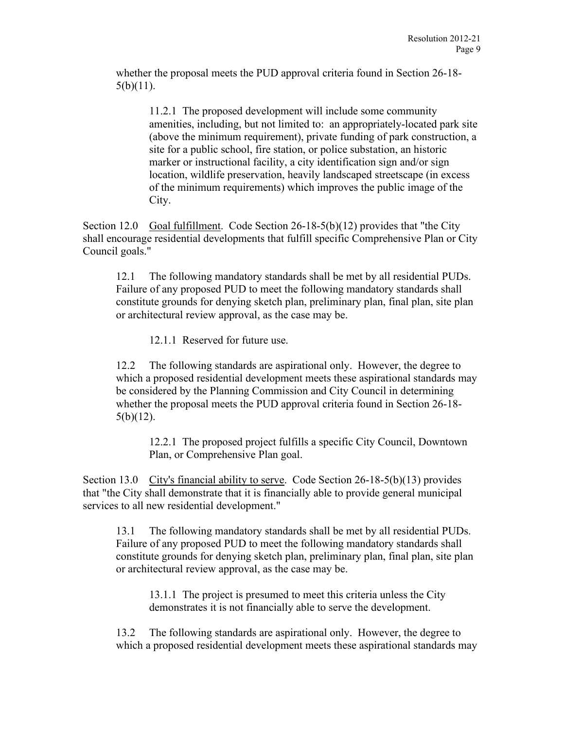whether the proposal meets the PUD approval criteria found in Section 26-18-5(b)(11).

> 11.2.1 The proposed development will include some community amenities, including, but not limited to: an appropriately-located park site (above the minimum requirement), private funding of park construction, a site for a public school, fire station, or police substation, an historic marker or instructional facility, a city identification sign and/or sign location, wildlife preservation, heavily landscaped streetscape (in excess of the minimum requirements) which improves the public image of the City.

Section 12.0 Goal fulfillment. Code Section 26-18-5(b)(12) provides that "the City shall encourage residential developments that fulfill specific Comprehensive Plan or City Council goals."

12.1 The following mandatory standards shall be met by all residential PUDs. Failure of any proposed PUD to meet the following mandatory standards shall constitute grounds for denying sketch plan, preliminary plan, final plan, site plan or architectural review approval, as the case may be.

> 12.1.1 Reserved for future use.

12.2 The following standards are aspirational only. However, the degree to which a proposed residential development meets these aspirational standards may be considered by the Planning Commission and City Council in determining whether the proposal meets the PUD approval criteria found in Section 26-18-5(b)(12).

> 12.2.1 The proposed project fulfills a specific City Council, Downtown Plan, or Comprehensive Plan goal.

Section 13.0 City's financial ability to serve. Code Section 26-18-5(b)(13) provides that "the City shall demonstrate that it is financially able to provide general municipal services to all new residential development."

13.1 The following mandatory standards shall be met by all residential PUDs. Failure of any proposed PUD to meet the following mandatory standards shall constitute grounds for denying sketch plan, preliminary plan, final plan, site plan or architectural review approval, as the case may be.

> 13.1.1 The project is presumed to meet this criteria unless the City demonstrates it is not financially able to serve the development.

13.2 The following standards are aspirational only. However, the degree to which a proposed residential development meets these aspirational standards may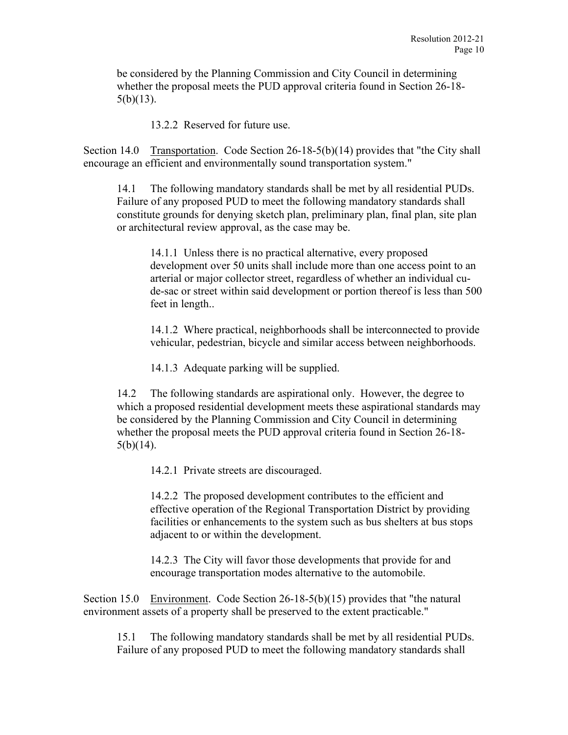be considered by the Planning Commission and City Council in determining whether the proposal meets the PUD approval criteria found in Section 26-18-5(b)(13).

13.2.2 Reserved for future use.

Section 14.0 Transportation. Code Section 26-18-5(b)(14) provides that "the City shall encourage an efficient and environmentally sound transportation system."

14.1 The following mandatory standards shall be met by all residential PUDs. Failure of any proposed PUD to meet the following mandatory standards shall constitute grounds for denying sketch plan, preliminary plan, final plan, site plan or architectural review approval, as the case may be.

14.1.1 Unless there is no practical alternative, every proposed development over 50 units shall include more than one access point to an arterial or major collector street, regardless of whether an individual cu-de-sac or street within said development or portion thereof is less than 500 feet in length..

14.1.2 Where practical, neighborhoods shall be interconnected to provide vehicular, pedestrian, bicycle and similar access between neighborhoods.

14.1.3 Adequate parking will be supplied.

14.2 The following standards are aspirational only. However, the degree to which a proposed residential development meets these aspirational standards may be considered by the Planning Commission and City Council in determining whether the proposal meets the PUD approval criteria found in Section 26-18-5(b)(14).

14.2.1 Private streets are discouraged.

14.2.2 The proposed development contributes to the efficient and effective operation of the Regional Transportation District by providing facilities or enhancements to the system such as bus shelters at bus stops adjacent to or within the development.

14.2.3 The City will favor those developments that provide for and encourage transportation modes alternative to the automobile.

Section 15.0 Environment. Code Section 26-18-5(b)(15) provides that "the natural environment assets of a property shall be preserved to the extent practicable."

15.1 The following mandatory standards shall be met by all residential PUDs. Failure of any proposed PUD to meet the following mandatory standards shall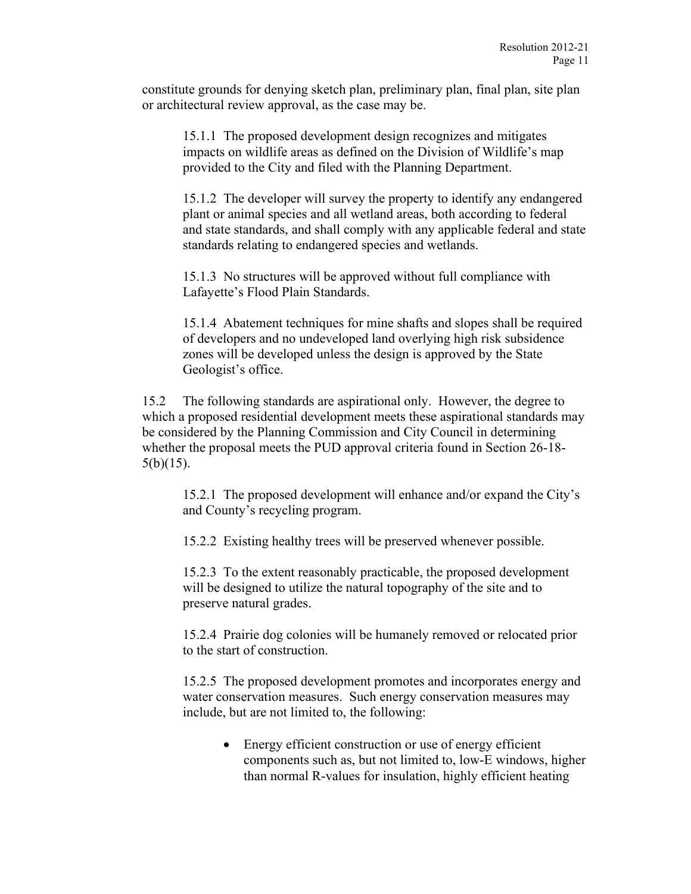constitute grounds for denying sketch plan, preliminary plan, final plan, site plan or architectural review approval, as the case may be.

15.1.1 The proposed development design recognizes and mitigates impacts on wildlife areas as defined on the Division of Wildlife's map provided to the City and filed with the Planning Department.

15.1.2 The developer will survey the property to identify any endangered plant or animal species and all wetland areas, both according to federal and state standards, and shall comply with any applicable federal and state standards relating to endangered species and wetlands.

15.1.3 No structures will be approved without full compliance with Lafayette's Flood Plain Standards.

15.1.4 Abatement techniques for mine shafts and slopes shall be required of developers and no undeveloped land overlying high risk subsidence zones will be developed unless the design is approved by the State Geologist's office.

15.2 The following standards are aspirational only. However, the degree to which a proposed residential development meets these aspirational standards may be considered by the Planning Commission and City Council in determining whether the proposal meets the PUD approval criteria found in Section 26-18-5(b)(15).

15.2.1 The proposed development will enhance and/or expand the City's and County's recycling program.

15.2.2 Existing healthy trees will be preserved whenever possible.

15.2.3 To the extent reasonably practicable, the proposed development will be designed to utilize the natural topography of the site and to preserve natural grades.

15.2.4 Prairie dog colonies will be humanely removed or relocated prior to the start of construction.

15.2.5 The proposed development promotes and incorporates energy and water conservation measures. Such energy conservation measures may include, but are not limited to, the following:

- Energy efficient construction or use of energy efficient components such as, but not limited to, low-E windows, higher than normal R-values for insulation, highly efficient heating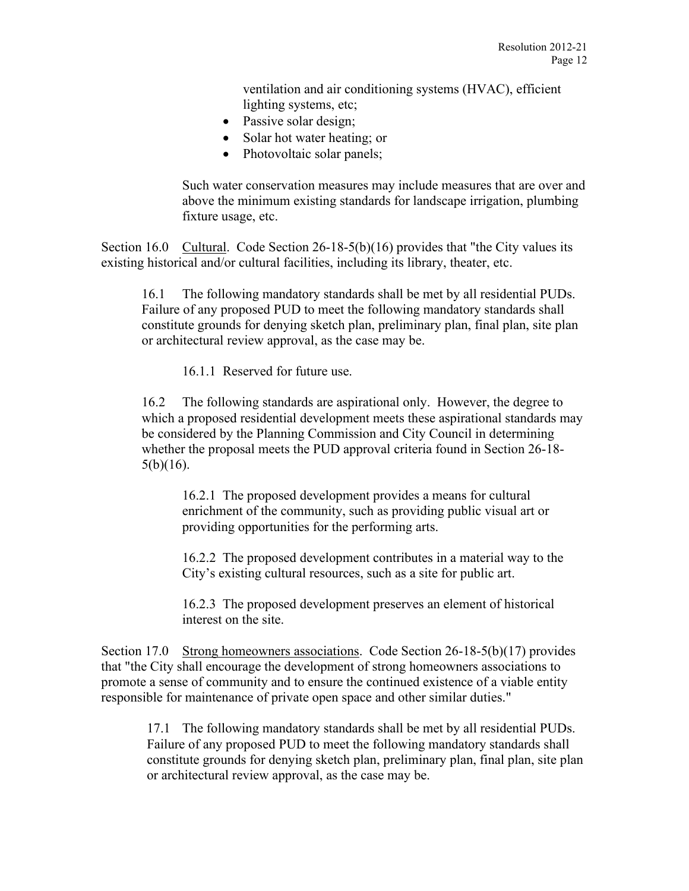ventilation and air conditioning systems (HVAC), efficient lighting systems, etc;

- Passive solar design;
- Solar hot water heating; or
- Photovoltaic solar panels;

Such water conservation measures may include measures that are over and above the minimum existing standards for landscape irrigation, plumbing fixture usage, etc.

Section 16.0 Cultural. Code Section 26-18-5(b)(16) provides that "the City values its existing historical and/or cultural facilities, including its library, theater, etc.

16.1 The following mandatory standards shall be met by all residential PUDs. Failure of any proposed PUD to meet the following mandatory standards shall constitute grounds for denying sketch plan, preliminary plan, final plan, site plan or architectural review approval, as the case may be.

16.1.1 Reserved for future use.

16.2 The following standards are aspirational only. However, the degree to which a proposed residential development meets these aspirational standards may be considered by the Planning Commission and City Council in determining whether the proposal meets the PUD approval criteria found in Section 26-18-5(b)(16).

16.2.1 The proposed development provides a means for cultural enrichment of the community, such as providing public visual art or providing opportunities for the performing arts.

16.2.2 The proposed development contributes in a material way to the City's existing cultural resources, such as a site for public art.

16.2.3 The proposed development preserves an element of historical interest on the site.

Section 17.0 Strong homeowners associations. Code Section 26-18-5(b)(17) provides that "the City shall encourage the development of strong homeowners associations to promote a sense of community and to ensure the continued existence of a viable entity responsible for maintenance of private open space and other similar duties."

17.1 The following mandatory standards shall be met by all residential PUDs. Failure of any proposed PUD to meet the following mandatory standards shall constitute grounds for denying sketch plan, preliminary plan, final plan, site plan or architectural review approval, as the case may be.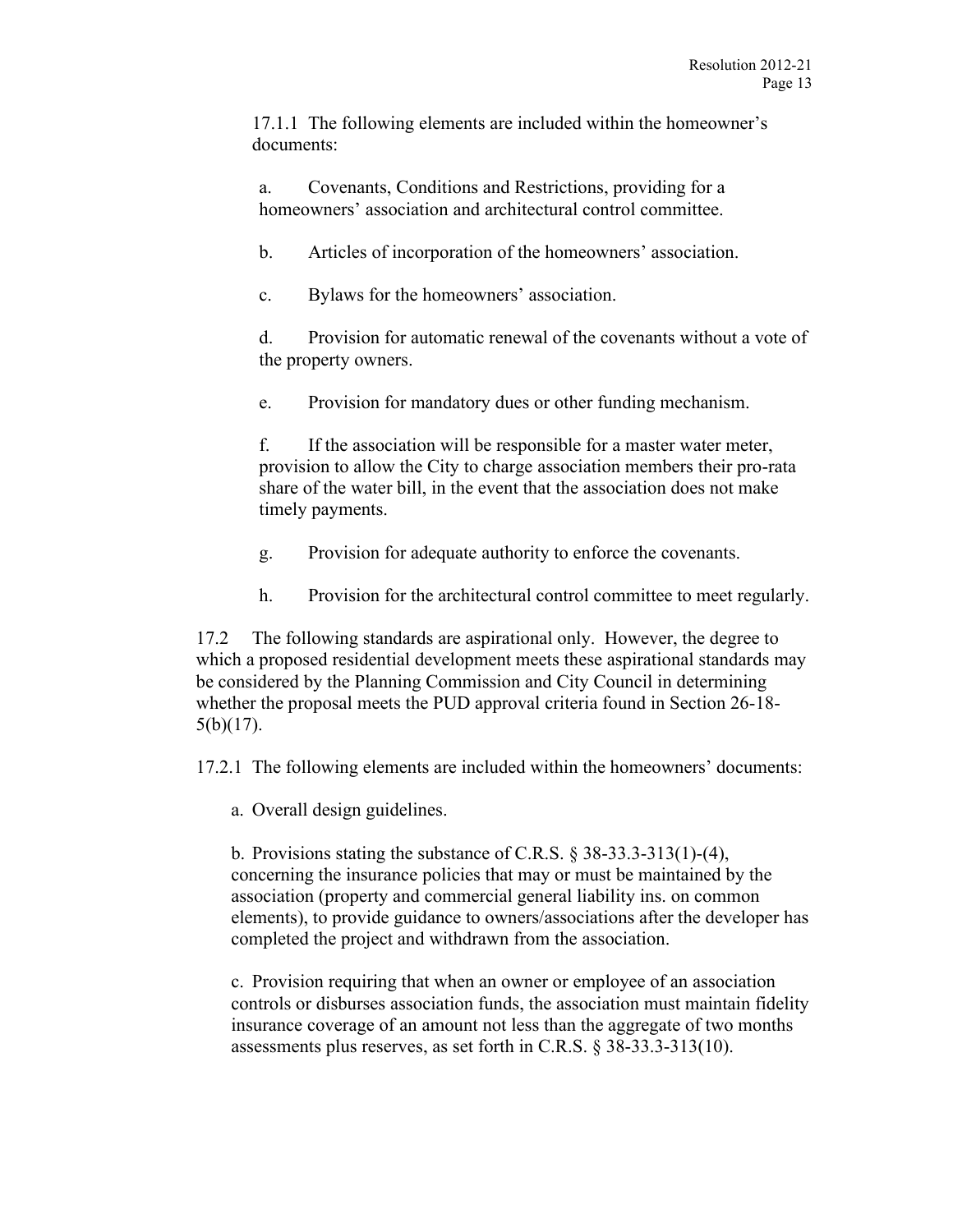17.1.1 The following elements are included within the homeowner's documents:

a. Covenants, Conditions and Restrictions, providing for a homeowners' association and architectural control committee.

b. Articles of incorporation of the homeowners' association.

c. Bylaws for the homeowners' association.

d. Provision for automatic renewal of the covenants without a vote of the property owners.

e. Provision for mandatory dues or other funding mechanism.

f. If the association will be responsible for a master water meter, provision to allow the City to charge association members their pro-rata share of the water bill, in the event that the association does not make timely payments.

g. Provision for adequate authority to enforce the covenants.

h. Provision for the architectural control committee to meet regularly.

17.2 The following standards are aspirational only. However, the degree to which a proposed residential development meets these aspirational standards may be considered by the Planning Commission and City Council in determining whether the proposal meets the PUD approval criteria found in Section 26-18-5(b)(17).

17.2.1 The following elements are included within the homeowners' documents:

a. Overall design guidelines.

b. Provisions stating the substance of C.R.S. § 38-33.3-313(1)-(4), concerning the insurance policies that may or must be maintained by the association (property and commercial general liability ins. on common elements), to provide guidance to owners/associations after the developer has completed the project and withdrawn from the association.

c. Provision requiring that when an owner or employee of an association controls or disburses association funds, the association must maintain fidelity insurance coverage of an amount not less than the aggregate of two months assessments plus reserves, as set forth in C.R.S. § 38-33.3-313(10).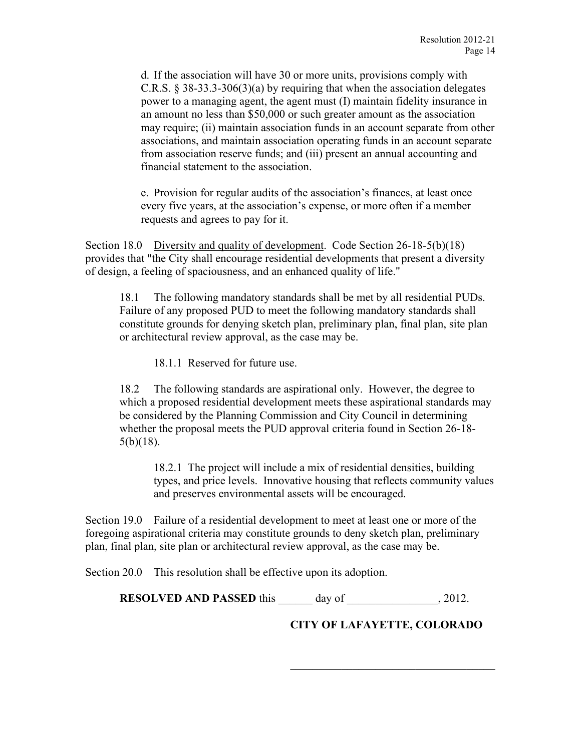d. If the association will have 30 or more units, provisions comply with C.R.S. § 38-33.3-306(3)(a) by requiring that when the association delegates power to a managing agent, the agent must (I) maintain fidelity insurance in an amount no less than $50,000 or such greater amount as the association may require; (ii) maintain association funds in an account separate from other associations, and maintain association operating funds in an account separate from association reserve funds; and (iii) present an annual accounting and financial statement to the association.

e. Provision for regular audits of the association's finances, at least once every five years, at the association's expense, or more often if a member requests and agrees to pay for it.

Section 18.0 Diversity and quality of development. Code Section 26-18-5(b)(18) provides that "the City shall encourage residential developments that present a diversity of design, a feeling of spaciousness, and an enhanced quality of life."

18.1 The following mandatory standards shall be met by all residential PUDs. Failure of any proposed PUD to meet the following mandatory standards shall constitute grounds for denying sketch plan, preliminary plan, final plan, site plan or architectural review approval, as the case may be.

18.1.1 Reserved for future use.

18.2 The following standards are aspirational only. However, the degree to which a proposed residential development meets these aspirational standards may be considered by the Planning Commission and City Council in determining whether the proposal meets the PUD approval criteria found in Section 26-18-5(b)(18).

18.2.1 The project will include a mix of residential densities, building types, and price levels. Innovative housing that reflects community values and preserves environmental assets will be encouraged.

Section 19.0 Failure of a residential development to meet at least one or more of the foregoing aspirational criteria may constitute grounds to deny sketch plan, preliminary plan, final plan, site plan or architectural review approval, as the case may be.

Section 20.0 This resolution shall be effective upon its adoption.

**RESOLVED AND PASSED** this ______ day of ________________, 2012.

**CITY OF LAFAYETTE, COLORADO**

_____________________________________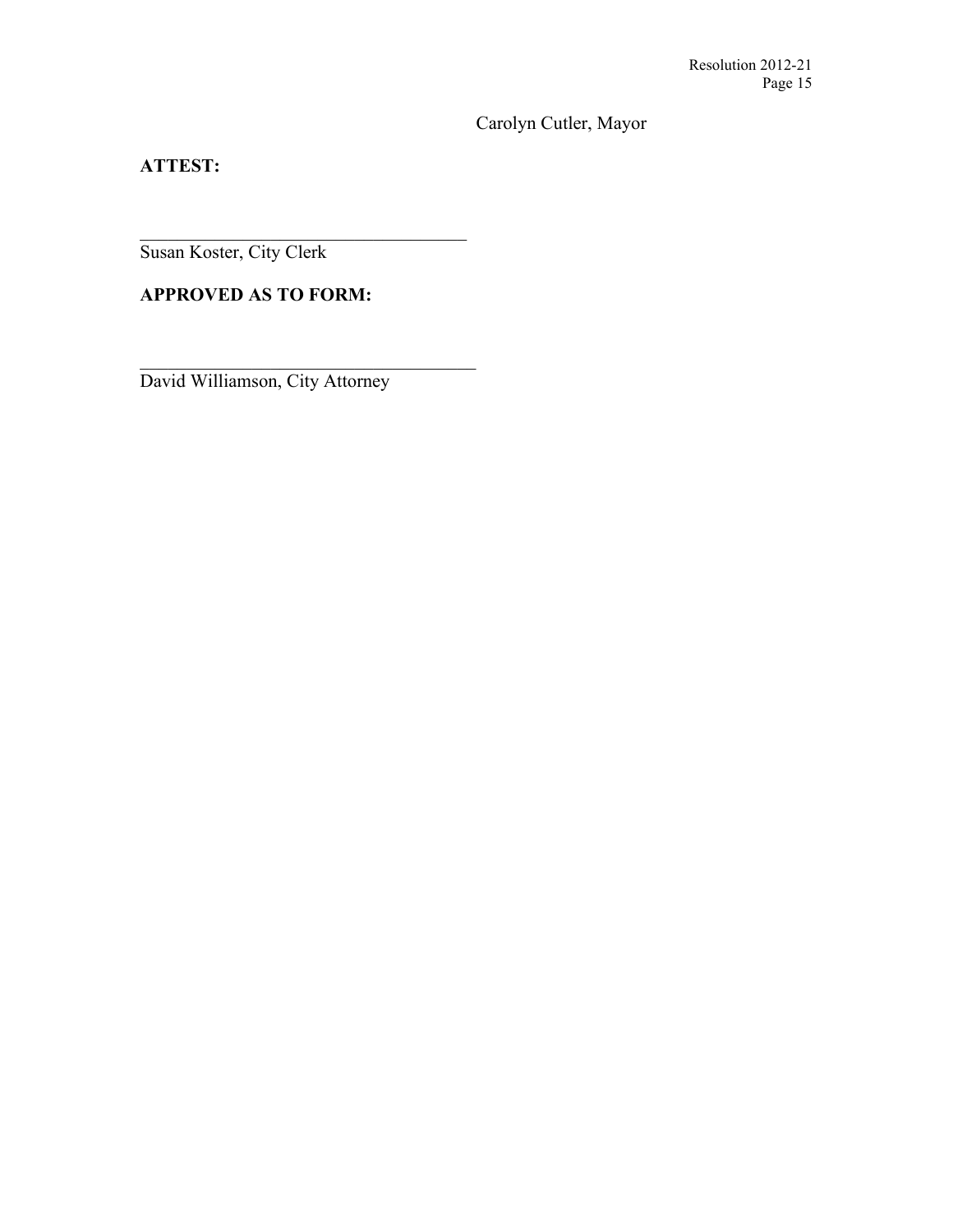Carolyn Cutler, Mayor

**ATTEST:**

\_\_\_\_\_\_\_\_\_\_\_\_\_\_\_\_\_\_\_\_\_\_\_\_\_\_\_\_\_\_\_\_\_\_\_\_\_
Susan Koster, City Clerk

**APPROVED AS TO FORM:**

\_\_\_\_\_\_\_\_\_\_\_\_\_\_\_\_\_\_\_\_\_\_\_\_\_\_\_\_\_\_\_\_\_\_\_\_\_\_
David Williamson, City Attorney